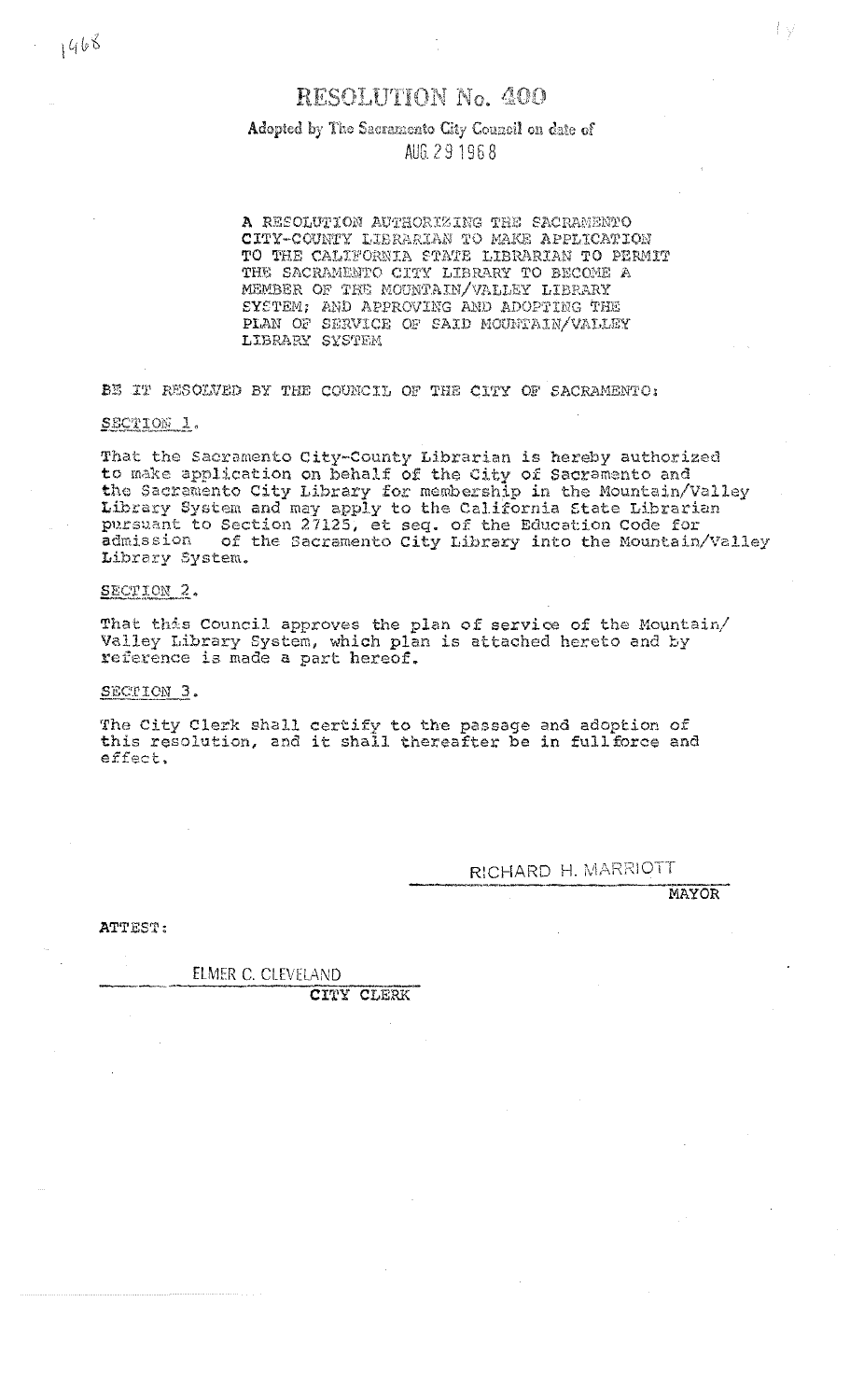1968

# RESOLUTION No. 400

Adopted by The Sacramento City Council on date of

AUG 29 1968

A RESOLUTION AUTHORIZING THE SACRAMENTO CITY-COUNTY LIBRARIAN TO MAKE APPLICATION TO THE CALIFORNIA STATE LIBRARIAN TO PERMIT THE SACRAMENTO CITY LIBRARY TO BECOME A MEMBER OF THE MOUNTAIN/VALLEY LIBRARY SYSTEM; AND APPROVING AND ADOPTING THE PLAN OF SERVICE OF SAID MOUNTAIN/VALLEY LIBRARY SYSTEM

BE IT RESOLVED BY THE COUNCIL OF THE CITY OF SACRAMENTO:

SECTION 1.

That the Sacramento City-County Librarian is hereby authorized to make application on behalf of the City of Sacramento and the Sacramento City Library for membership in the Mountain/Valley Library System and may apply to the California State Librarian pursuant to Section 27125, et seq. of the Education Code for admission of the Sacramento City Library into the Mountain/Valley Library System.

SECTION 2.

That this Council approves the plan of service of the Mountain/Valley Library System, which plan is attached hereto and by reference is made a part hereof.

SECTION 3.

The City Clerk shall certify to the passage and adoption of this resolution, and it shall thereafter be in full force and effect.

RICHARD H. MARRIOTT
MAYOR

ATTEST:

ELMER C. CLEVELAND
CITY CLERK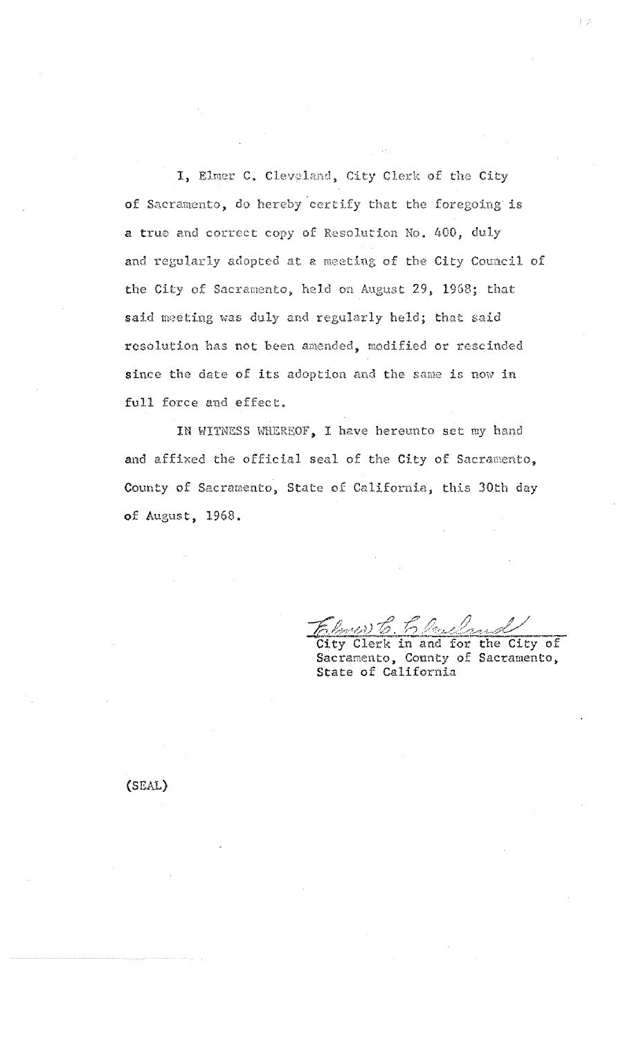I, Elmer C. Cleveland, City Clerk of the City of Sacramento, do hereby certify that the foregoing is a true and correct copy of Resolution No. 400, duly and regularly adopted at a meeting of the City Council of the City of Sacramento, held on August 29, 1968; that said meeting was duly and regularly held; that said resolution has not been amended, modified or rescinded since the date of its adoption and the same is now in full force and effect.

IN WITNESS WHEREOF, I have hereunto set my hand and affixed the official seal of the City of Sacramento, County of Sacramento, State of California, this 30th day of August, 1968.

Elmer C. Cleveland
City Clerk in and for the City of Sacramento, County of Sacramento, State of California

(SEAL)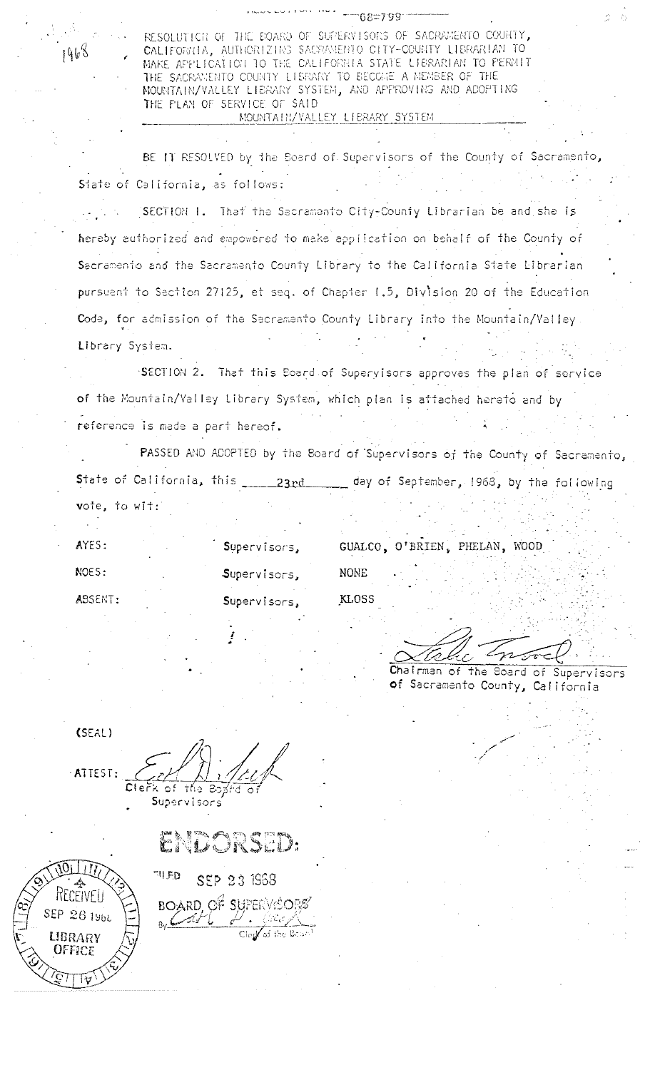68-799

1968

RESOLUTION OF THE BOARD OF SUPERVISORS OF SACRAMENTO COUNTY, CALIFORNIA, AUTHORIZING SACRAMENTO CITY-COUNTY LIBRARIAN TO MAKE APPLICATION TO THE CALIFORNIA STATE LIBRARIAN TO PERMIT THE SACRAMENTO COUNTY LIBRARY TO BECOME A MEMBER OF THE MOUNTAIN/VALLEY LIBRARY SYSTEM, AND APPROVING AND ADOPTING THE PLAN OF SERVICE OF SAID MOUNTAIN/VALLEY LIBRARY SYSTEM

BE IT RESOLVED by the Board of Supervisors of the County of Sacramento, State of California, as follows:

SECTION 1. That the Sacramento City-County Librarian be and she is hereby authorized and empowered to make application on behalf of the County of Sacramento and the Sacramento County Library to the California State Librarian pursuant to Section 27125, et seq. of Chapter 1.5, Division 20 of the Education Code, for admission of the Sacramento County Library into the Mountain/Valley Library System.

SECTION 2. That this Board of Supervisors approves the plan of service of the Mountain/Valley Library System, which plan is attached hereto and by reference is made a part hereof.

PASSED AND ADOPTED by the Board of Supervisors of the County of Sacramento, State of California, this 23rd day of September, 1968, by the following vote, to wit:

| | | |
|---|---|---|
| AYES: | Supervisors, | GUALCO, O'BRIEN, PHELAN, WOOD |
| NOES: | Supervisors, | NONE |
| ABSENT: | Supervisors, | KLOSS |

Chairman of the Board of Supervisors of Sacramento County, California

(SEAL)

ATTEST:

Clerk of the Board of Supervisors

ENDORSED:

FILED SEP 23 1968

BOARD OF SUPERVISORS

By Clerk of the Board

RECEIVED SEP 26 1968 LIBRARY OFFICE